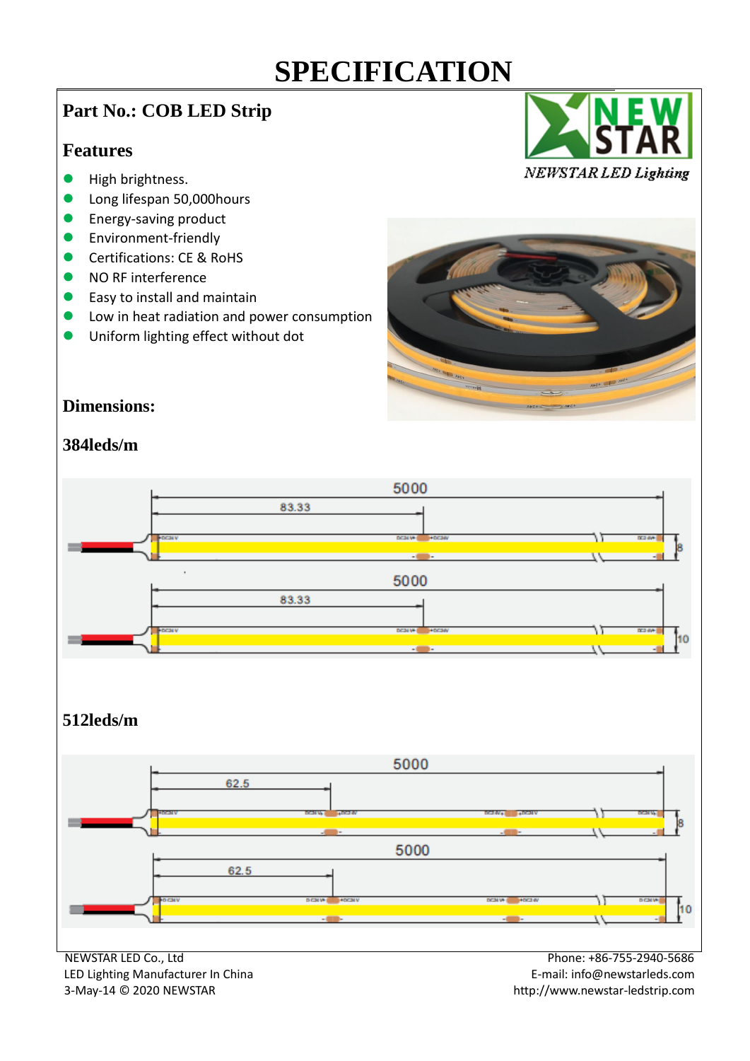# SPECIFICATION

## Part No.: COB LED Strip

### Features

- High brightness.
- Long lifespan 50,000hours
- Energy-saving product
- Environment-friendly
- Certifications: CE & RoHS
- NO RF interference
- Easy to install and maintain
- Low in heat radiation and power consumption
- Uniform lighting effect without dot

NEWSTAR LED Lighting

### Dimensions:

### 384leds/m

5000

83.33

8

5000

83.33

10

### 512leds/m

5000

62.5

8

5000

62.5

10

NEWSTAR LED Co., Ltd
LED Lighting Manufacturer In China
3-May-14 © 2020 NEWSTAR

Phone: +86-755-2940-5686
E-mail: info@newstarleds.com
http://www.newstar-ledstrip.com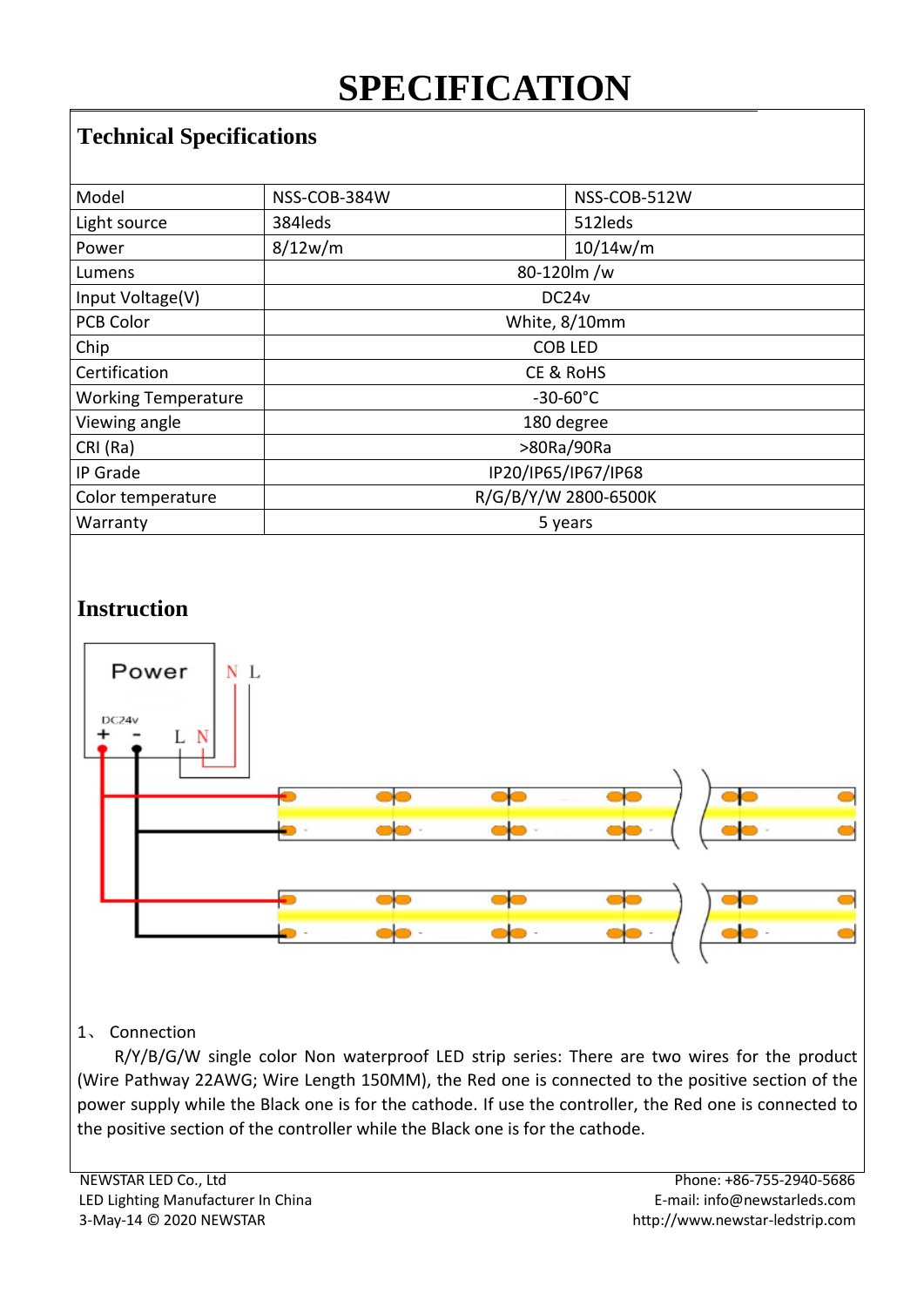# SPECIFICATION

## Technical Specifications

| Model | NSS-COB-384W | NSS-COB-512W |
|---|---|---|
| Light source | 384leds | 512leds |
| Power | 8/12w/m | 10/14w/m |
| Lumens | 80-120lm /w | |
| Input Voltage(V) | DC24v | |
| PCB Color | White, 8/10mm | |
| Chip | COB LED | |
| Certification | CE & RoHS | |
| Working Temperature | -30-60°C | |
| Viewing angle | 180 degree | |
| CRI (Ra) | >80Ra/90Ra | |
| IP Grade | IP20/IP65/IP67/IP68 | |
| Color temperature | R/G/B/Y/W 2800-6500K | |
| Warranty | 5 years | |

## Instruction

1、 Connection

R/Y/B/G/W single color Non waterproof LED strip series: There are two wires for the product (Wire Pathway 22AWG; Wire Length 150MM), the Red one is connected to the positive section of the power supply while the Black one is for the cathode. If use the controller, the Red one is connected to the positive section of the controller while the Black one is for the cathode.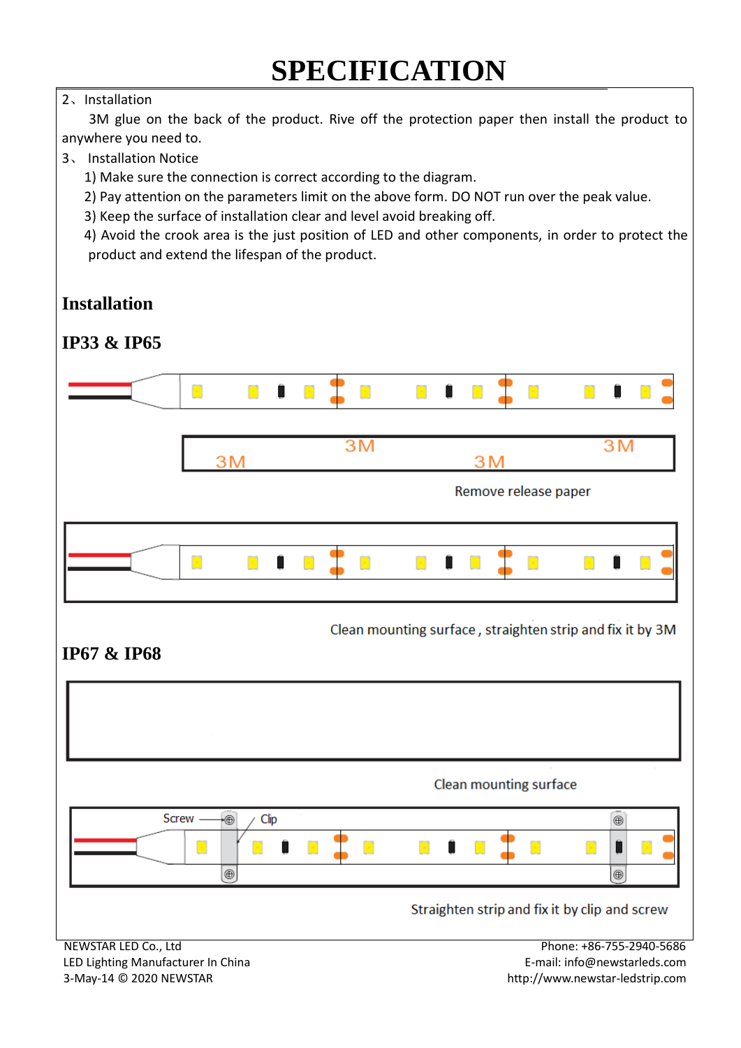# SPECIFICATION

2、Installation

3M glue on the back of the product. Rive off the protection paper then install the product to anywhere you need to.

3、 Installation Notice

1) Make sure the connection is correct according to the diagram.
2) Pay attention on the parameters limit on the above form. DO NOT run over the peak value.
3) Keep the surface of installation clear and level avoid breaking off.
4) Avoid the crook area is the just position of LED and other components, in order to protect the product and extend the lifespan of the product.

## Installation

## IP33 & IP65

3M 3M 3M 3M

Remove release paper

Clean mounting surface , straighten strip and fix it by 3M

## IP67 & IP68

Clean mounting surface

Screw Clip

Straighten strip and fix it by clip and screw

NEWSTAR LED Co., Ltd
LED Lighting Manufacturer In China
3-May-14 © 2020 NEWSTAR

Phone: +86-755-2940-5686
E-mail: info@newstarleds.com
http://www.newstar-ledstrip.com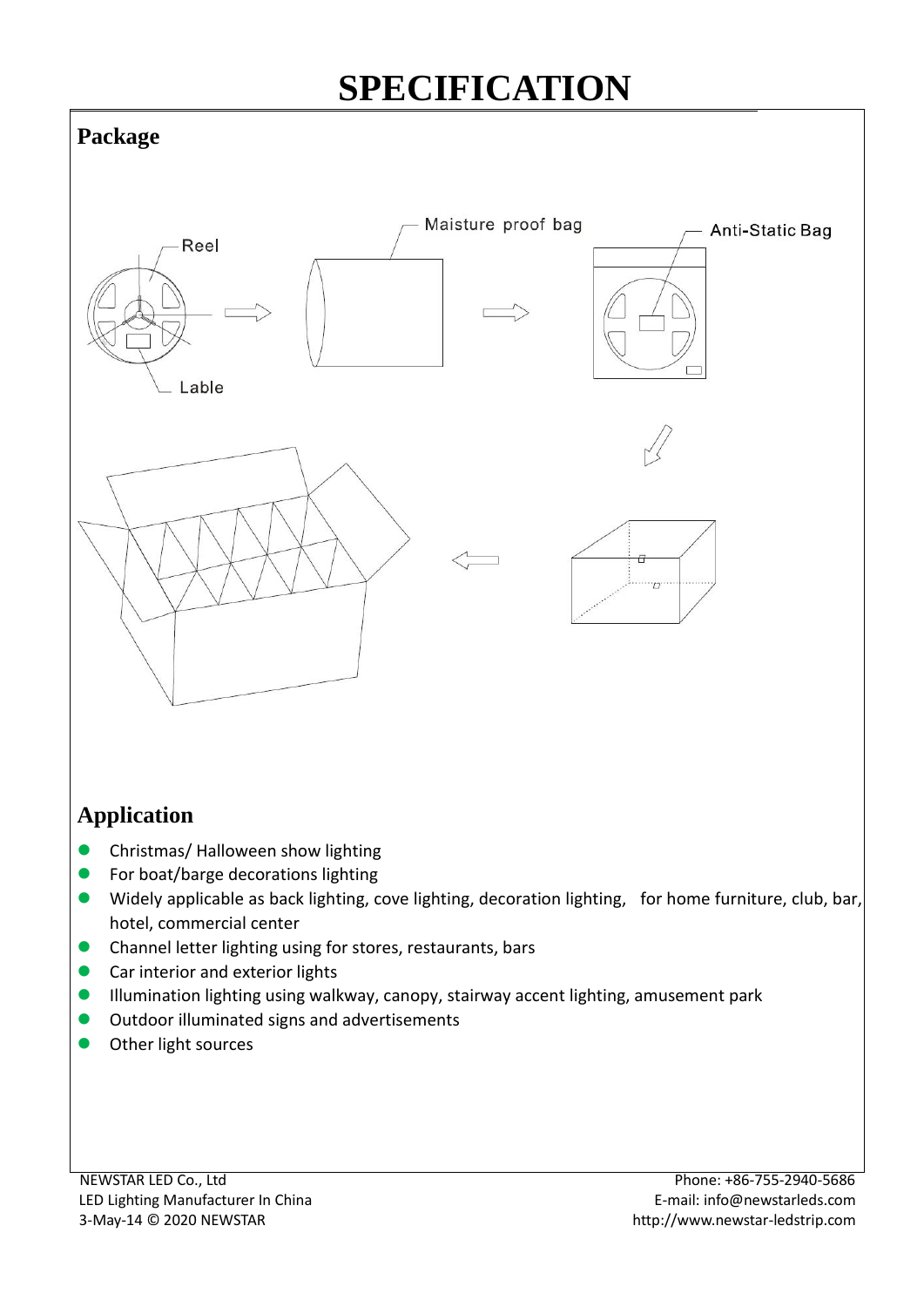# SPECIFICATION

## Package

Maisture proof bag

Anti-Static Bag

Reel

Lable

## Application

- Christmas/ Halloween show lighting
- For boat/barge decorations lighting
- Widely applicable as back lighting, cove lighting, decoration lighting, for home furniture, club, bar, hotel, commercial center
- Channel letter lighting using for stores, restaurants, bars
- Car interior and exterior lights
- Illumination lighting using walkway, canopy, stairway accent lighting, amusement park
- Outdoor illuminated signs and advertisements
- Other light sources